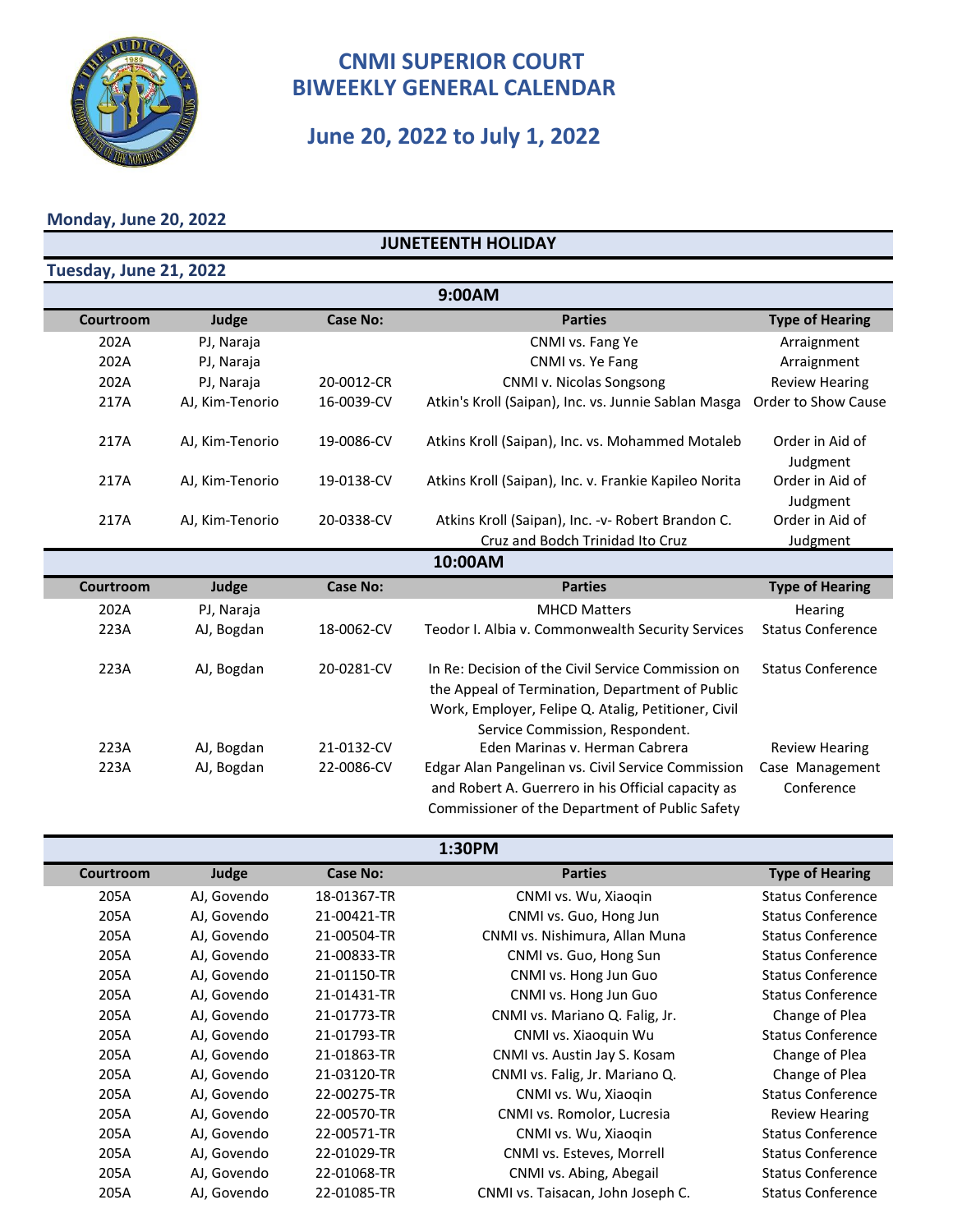# CNMI SUPERIOR COURT
# BIWEEKLY GENERAL CALENDAR

## June 20, 2022 to July 1, 2022

### Monday, June 20, 2022

**JUNETEENTH HOLIDAY**

### Tuesday, June 21, 2022

**9:00AM**

| Courtroom | Judge | Case No: | Parties | Type of Hearing |
|---|---|---|---|---|
| 202A | PJ, Naraja | | CNMI vs. Fang Ye | Arraignment |
| 202A | PJ, Naraja | | CNMI vs. Ye Fang | Arraignment |
| 202A | PJ, Naraja | 20-0012-CR | CNMI v. Nicolas Songsong | Review Hearing |
| 217A | AJ, Kim-Tenorio | 16-0039-CV | Atkin's Kroll (Saipan), Inc. vs. Junnie Sablan Masga | Order to Show Cause |
| 217A | AJ, Kim-Tenorio | 19-0086-CV | Atkins Kroll (Saipan), Inc. vs. Mohammed Motaleb | Order in Aid of Judgment |
| 217A | AJ, Kim-Tenorio | 19-0138-CV | Atkins Kroll (Saipan), Inc. v. Frankie Kapileo Norita | Order in Aid of Judgment |
| 217A | AJ, Kim-Tenorio | 20-0338-CV | Atkins Kroll (Saipan), Inc. -v- Robert Brandon C. Cruz and Bodch Trinidad Ito Cruz | Order in Aid of Judgment |

**10:00AM**

| Courtroom | Judge | Case No: | Parties | Type of Hearing |
|---|---|---|---|---|
| 202A | PJ, Naraja | | MHCD Matters | Hearing |
| 223A | AJ, Bogdan | 18-0062-CV | Teodor I. Albia v. Commonwealth Security Services | Status Conference |
| 223A | AJ, Bogdan | 20-0281-CV | In Re: Decision of the Civil Service Commission on the Appeal of Termination, Department of Public Work, Employer, Felipe Q. Atalig, Petitioner, Civil Service Commission, Respondent. | Status Conference |
| 223A | AJ, Bogdan | 21-0132-CV | Eden Marinas v. Herman Cabrera | Review Hearing |
| 223A | AJ, Bogdan | 22-0086-CV | Edgar Alan Pangelinan vs. Civil Service Commission and Robert A. Guerrero in his Official capacity as Commissioner of the Department of Public Safety | Case Management Conference |

**1:30PM**

| Courtroom | Judge | Case No: | Parties | Type of Hearing |
|---|---|---|---|---|
| 205A | AJ, Govendo | 18-01367-TR | CNMI vs. Wu, Xiaoqin | Status Conference |
| 205A | AJ, Govendo | 21-00421-TR | CNMI vs. Guo, Hong Jun | Status Conference |
| 205A | AJ, Govendo | 21-00504-TR | CNMI vs. Nishimura, Allan Muna | Status Conference |
| 205A | AJ, Govendo | 21-00833-TR | CNMI vs. Guo, Hong Sun | Status Conference |
| 205A | AJ, Govendo | 21-01150-TR | CNMI vs. Hong Jun Guo | Status Conference |
| 205A | AJ, Govendo | 21-01431-TR | CNMI vs. Hong Jun Guo | Status Conference |
| 205A | AJ, Govendo | 21-01773-TR | CNMI vs. Mariano Q. Falig, Jr. | Change of Plea |
| 205A | AJ, Govendo | 21-01793-TR | CNMI vs. Xiaoquin Wu | Status Conference |
| 205A | AJ, Govendo | 21-01863-TR | CNMI vs. Austin Jay S. Kosam | Change of Plea |
| 205A | AJ, Govendo | 21-03120-TR | CNMI vs. Falig, Jr. Mariano Q. | Change of Plea |
| 205A | AJ, Govendo | 22-00275-TR | CNMI vs. Wu, Xiaoqin | Status Conference |
| 205A | AJ, Govendo | 22-00570-TR | CNMI vs. Romolor, Lucresia | Review Hearing |
| 205A | AJ, Govendo | 22-00571-TR | CNMI vs. Wu, Xiaoqin | Status Conference |
| 205A | AJ, Govendo | 22-01029-TR | CNMI vs. Esteves, Morrell | Status Conference |
| 205A | AJ, Govendo | 22-01068-TR | CNMI vs. Abing, Abegail | Status Conference |
| 205A | AJ, Govendo | 22-01085-TR | CNMI vs. Taisacan, John Joseph C. | Status Conference |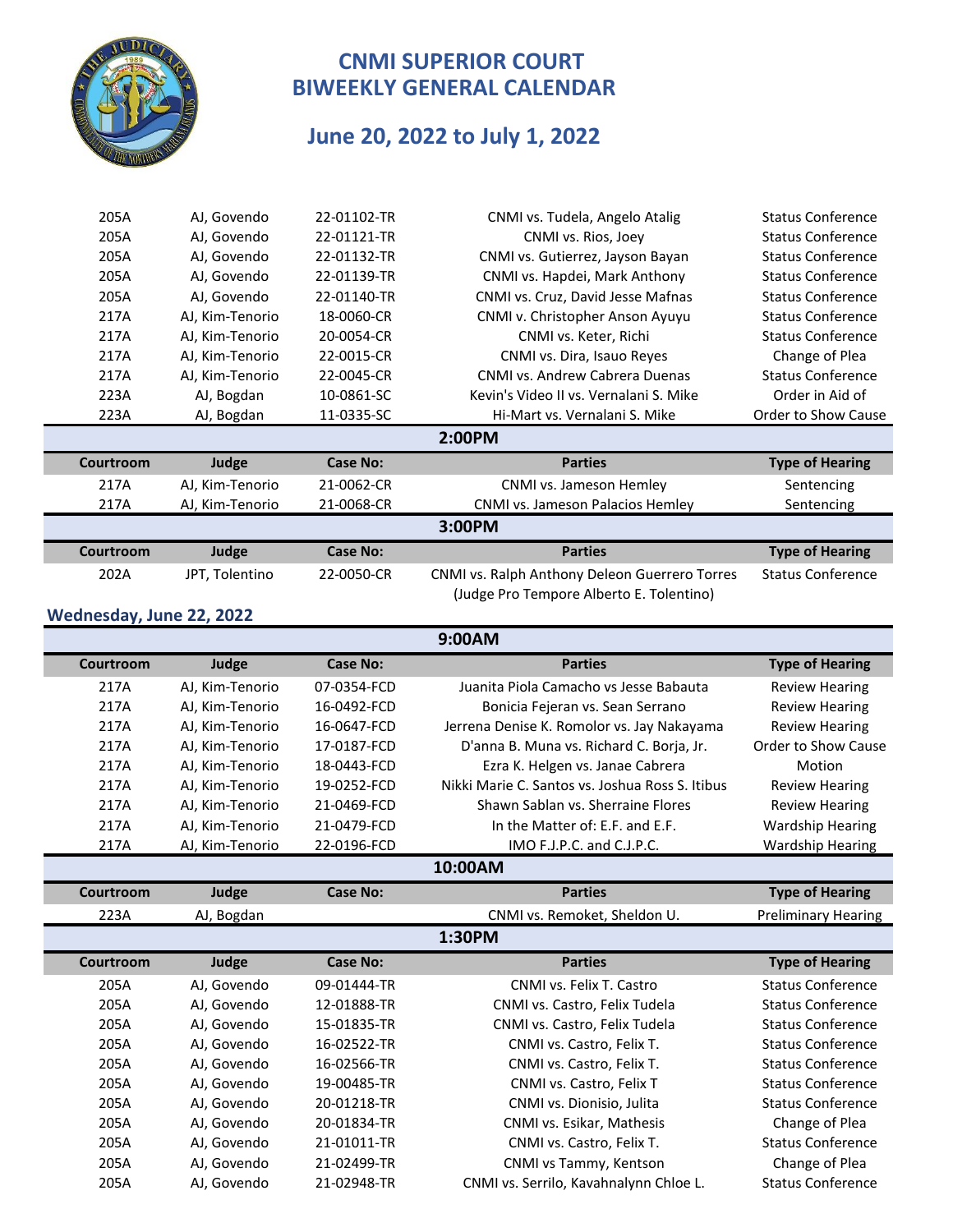# CNMI SUPERIOR COURT
# BIWEEKLY GENERAL CALENDAR

## June 20, 2022 to July 1, 2022

| Courtroom | Judge | Case No: | Parties | Type of Hearing |
|---|---|---|---|---|
| 205A | AJ, Govendo | 22-01102-TR | CNMI vs. Tudela, Angelo Atalig | Status Conference |
| 205A | AJ, Govendo | 22-01121-TR | CNMI vs. Rios, Joey | Status Conference |
| 205A | AJ, Govendo | 22-01132-TR | CNMI vs. Gutierrez, Jayson Bayan | Status Conference |
| 205A | AJ, Govendo | 22-01139-TR | CNMI vs. Hapdei, Mark Anthony | Status Conference |
| 205A | AJ, Govendo | 22-01140-TR | CNMI vs. Cruz, David Jesse Mafnas | Status Conference |
| 217A | AJ, Kim-Tenorio | 18-0060-CR | CNMI v. Christopher Anson Ayuyu | Status Conference |
| 217A | AJ, Kim-Tenorio | 20-0054-CR | CNMI vs. Keter, Richi | Status Conference |
| 217A | AJ, Kim-Tenorio | 22-0015-CR | CNMI vs. Dira, Isauo Reyes | Change of Plea |
| 217A | AJ, Kim-Tenorio | 22-0045-CR | CNMI vs. Andrew Cabrera Duenas | Status Conference |
| 223A | AJ, Bogdan | 10-0861-SC | Kevin's Video II vs. Vernalani S. Mike | Order in Aid of |
| 223A | AJ, Bogdan | 11-0335-SC | Hi-Mart vs. Vernalani S. Mike | Order to Show Cause |

**2:00PM**

| Courtroom | Judge | Case No: | Parties | Type of Hearing |
|---|---|---|---|---|
| 217A | AJ, Kim-Tenorio | 21-0062-CR | CNMI vs. Jameson Hemley | Sentencing |
| 217A | AJ, Kim-Tenorio | 21-0068-CR | CNMI vs. Jameson Palacios Hemley | Sentencing |

**3:00PM**

| Courtroom | Judge | Case No: | Parties | Type of Hearing |
|---|---|---|---|---|
| 202A | JPT, Tolentino | 22-0050-CR | CNMI vs. Ralph Anthony Deleon Guerrero Torres (Judge Pro Tempore Alberto E. Tolentino) | Status Conference |

### Wednesday, June 22, 2022

**9:00AM**

| Courtroom | Judge | Case No: | Parties | Type of Hearing |
|---|---|---|---|---|
| 217A | AJ, Kim-Tenorio | 07-0354-FCD | Juanita Piola Camacho vs Jesse Babauta | Review Hearing |
| 217A | AJ, Kim-Tenorio | 16-0492-FCD | Bonicia Fejeran vs. Sean Serrano | Review Hearing |
| 217A | AJ, Kim-Tenorio | 16-0647-FCD | Jerrena Denise K. Romolor vs. Jay Nakayama | Review Hearing |
| 217A | AJ, Kim-Tenorio | 17-0187-FCD | D'anna B. Muna vs. Richard C. Borja, Jr. | Order to Show Cause |
| 217A | AJ, Kim-Tenorio | 18-0443-FCD | Ezra K. Helgen vs. Janae Cabrera | Motion |
| 217A | AJ, Kim-Tenorio | 19-0252-FCD | Nikki Marie C. Santos vs. Joshua Ross S. Itibus | Review Hearing |
| 217A | AJ, Kim-Tenorio | 21-0469-FCD | Shawn Sablan vs. Sherraine Flores | Review Hearing |
| 217A | AJ, Kim-Tenorio | 21-0479-FCD | In the Matter of: E.F. and E.F. | Wardship Hearing |
| 217A | AJ, Kim-Tenorio | 22-0196-FCD | IMO F.J.P.C. and C.J.P.C. | Wardship Hearing |

**10:00AM**

| Courtroom | Judge | Case No: | Parties | Type of Hearing |
|---|---|---|---|---|
| 223A | AJ, Bogdan | | CNMI vs. Remoket, Sheldon U. | Preliminary Hearing |

**1:30PM**

| Courtroom | Judge | Case No: | Parties | Type of Hearing |
|---|---|---|---|---|
| 205A | AJ, Govendo | 09-01444-TR | CNMI vs. Felix T. Castro | Status Conference |
| 205A | AJ, Govendo | 12-01888-TR | CNMI vs. Castro, Felix Tudela | Status Conference |
| 205A | AJ, Govendo | 15-01835-TR | CNMI vs. Castro, Felix Tudela | Status Conference |
| 205A | AJ, Govendo | 16-02522-TR | CNMI vs. Castro, Felix T. | Status Conference |
| 205A | AJ, Govendo | 16-02566-TR | CNMI vs. Castro, Felix T. | Status Conference |
| 205A | AJ, Govendo | 19-00485-TR | CNMI vs. Castro, Felix T | Status Conference |
| 205A | AJ, Govendo | 20-01218-TR | CNMI vs. Dionisio, Julita | Status Conference |
| 205A | AJ, Govendo | 20-01834-TR | CNMI vs. Esikar, Mathesis | Change of Plea |
| 205A | AJ, Govendo | 21-01011-TR | CNMI vs. Castro, Felix T. | Status Conference |
| 205A | AJ, Govendo | 21-02499-TR | CNMI vs Tammy, Kentson | Change of Plea |
| 205A | AJ, Govendo | 21-02948-TR | CNMI vs. Serrilo, Kavahnalynn Chloe L. | Status Conference |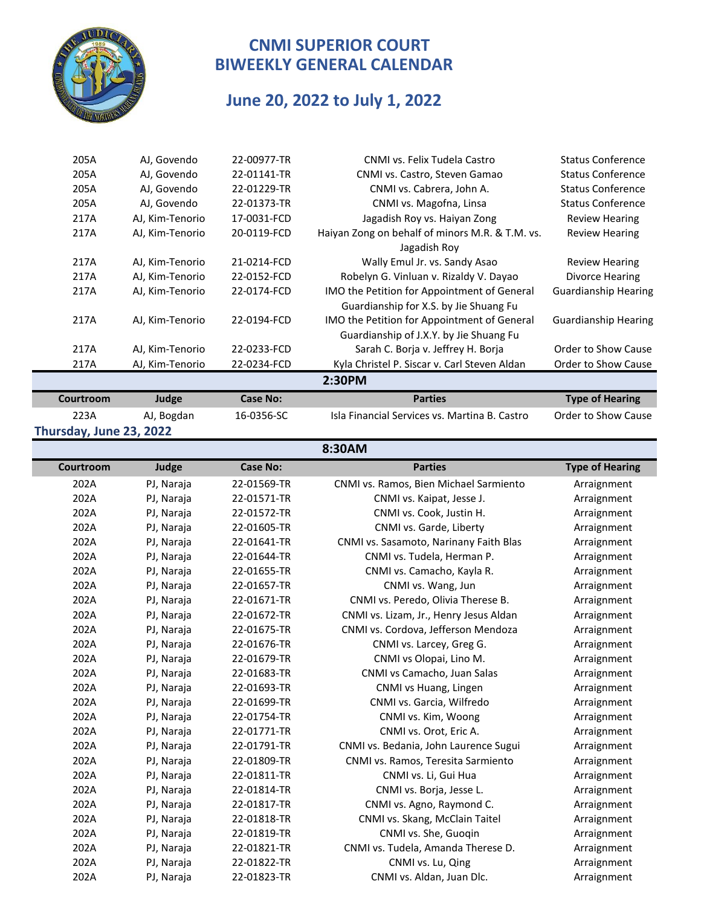# CNMI SUPERIOR COURT
# BIWEEKLY GENERAL CALENDAR

## June 20, 2022 to July 1, 2022

| Courtroom | Judge | Case No: | Parties | Type of Hearing |
|---|---|---|---|---|
| 205A | AJ, Govendo | 22-00977-TR | CNMI vs. Felix Tudela Castro | Status Conference |
| 205A | AJ, Govendo | 22-01141-TR | CNMI vs. Castro, Steven Gamao | Status Conference |
| 205A | AJ, Govendo | 22-01229-TR | CNMI vs. Cabrera, John A. | Status Conference |
| 205A | AJ, Govendo | 22-01373-TR | CNMI vs. Magofna, Linsa | Status Conference |
| 217A | AJ, Kim-Tenorio | 17-0031-FCD | Jagadish Roy vs. Haiyan Zong | Review Hearing |
| 217A | AJ, Kim-Tenorio | 20-0119-FCD | Haiyan Zong on behalf of minors M.R. & T.M. vs. Jagadish Roy | Review Hearing |
| 217A | AJ, Kim-Tenorio | 21-0214-FCD | Wally Emul Jr. vs. Sandy Asao | Review Hearing |
| 217A | AJ, Kim-Tenorio | 22-0152-FCD | Robelyn G. Vinluan v. Rizaldy V. Dayao | Divorce Hearing |
| 217A | AJ, Kim-Tenorio | 22-0174-FCD | IMO the Petition for Appointment of General Guardianship for X.S. by Jie Shuang Fu | Guardianship Hearing |
| 217A | AJ, Kim-Tenorio | 22-0194-FCD | IMO the Petition for Appointment of General Guardianship of J.X.Y. by Jie Shuang Fu | Guardianship Hearing |
| 217A | AJ, Kim-Tenorio | 22-0233-FCD | Sarah C. Borja v. Jeffrey H. Borja | Order to Show Cause |
| 217A | AJ, Kim-Tenorio | 22-0234-FCD | Kyla Christel P. Siscar v. Carl Steven Aldan | Order to Show Cause |

**2:30PM**

| Courtroom | Judge | Case No: | Parties | Type of Hearing |
|---|---|---|---|---|
| 223A | AJ, Bogdan | 16-0356-SC | Isla Financial Services vs. Martina B. Castro | Order to Show Cause |

### Thursday, June 23, 2022

**8:30AM**

| Courtroom | Judge | Case No: | Parties | Type of Hearing |
|---|---|---|---|---|
| 202A | PJ, Naraja | 22-01569-TR | CNMI vs. Ramos, Bien Michael Sarmiento | Arraignment |
| 202A | PJ, Naraja | 22-01571-TR | CNMI vs. Kaipat, Jesse J. | Arraignment |
| 202A | PJ, Naraja | 22-01572-TR | CNMI vs. Cook, Justin H. | Arraignment |
| 202A | PJ, Naraja | 22-01605-TR | CNMI vs. Garde, Liberty | Arraignment |
| 202A | PJ, Naraja | 22-01641-TR | CNMI vs. Sasamoto, Narinany Faith Blas | Arraignment |
| 202A | PJ, Naraja | 22-01644-TR | CNMI vs. Tudela, Herman P. | Arraignment |
| 202A | PJ, Naraja | 22-01655-TR | CNMI vs. Camacho, Kayla R. | Arraignment |
| 202A | PJ, Naraja | 22-01657-TR | CNMI vs. Wang, Jun | Arraignment |
| 202A | PJ, Naraja | 22-01671-TR | CNMI vs. Peredo, Olivia Therese B. | Arraignment |
| 202A | PJ, Naraja | 22-01672-TR | CNMI vs. Lizam, Jr., Henry Jesus Aldan | Arraignment |
| 202A | PJ, Naraja | 22-01675-TR | CNMI vs. Cordova, Jefferson Mendoza | Arraignment |
| 202A | PJ, Naraja | 22-01676-TR | CNMI vs. Larcey, Greg G. | Arraignment |
| 202A | PJ, Naraja | 22-01679-TR | CNMI vs Olopai, Lino M. | Arraignment |
| 202A | PJ, Naraja | 22-01683-TR | CNMI vs Camacho, Juan Salas | Arraignment |
| 202A | PJ, Naraja | 22-01693-TR | CNMI vs Huang, Lingen | Arraignment |
| 202A | PJ, Naraja | 22-01699-TR | CNMI vs. Garcia, Wilfredo | Arraignment |
| 202A | PJ, Naraja | 22-01754-TR | CNMI vs. Kim, Woong | Arraignment |
| 202A | PJ, Naraja | 22-01771-TR | CNMI vs. Orot, Eric A. | Arraignment |
| 202A | PJ, Naraja | 22-01791-TR | CNMI vs. Bedania, John Laurence Sugui | Arraignment |
| 202A | PJ, Naraja | 22-01809-TR | CNMI vs. Ramos, Teresita Sarmiento | Arraignment |
| 202A | PJ, Naraja | 22-01811-TR | CNMI vs. Li, Gui Hua | Arraignment |
| 202A | PJ, Naraja | 22-01814-TR | CNMI vs. Borja, Jesse L. | Arraignment |
| 202A | PJ, Naraja | 22-01817-TR | CNMI vs. Agno, Raymond C. | Arraignment |
| 202A | PJ, Naraja | 22-01818-TR | CNMI vs. Skang, McClain Taitel | Arraignment |
| 202A | PJ, Naraja | 22-01819-TR | CNMI vs. She, Guoqin | Arraignment |
| 202A | PJ, Naraja | 22-01821-TR | CNMI vs. Tudela, Amanda Therese D. | Arraignment |
| 202A | PJ, Naraja | 22-01822-TR | CNMI vs. Lu, Qing | Arraignment |
| 202A | PJ, Naraja | 22-01823-TR | CNMI vs. Aldan, Juan Dlc. | Arraignment |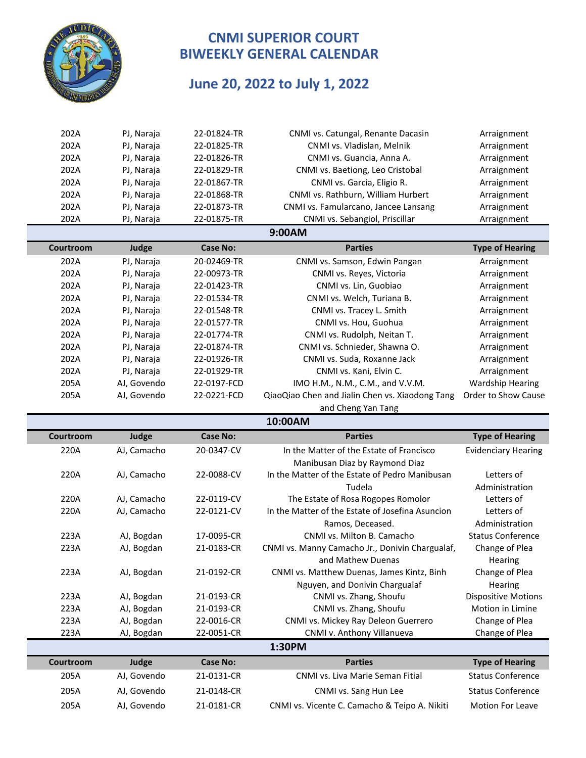# CNMI SUPERIOR COURT
# BIWEEKLY GENERAL CALENDAR

## June 20, 2022 to July 1, 2022

| Courtroom | Judge | Case No: | Parties | Type of Hearing |
|---|---|---|---|---|
| 202A | PJ, Naraja | 22-01824-TR | CNMI vs. Catungal, Renante Dacasin | Arraignment |
| 202A | PJ, Naraja | 22-01825-TR | CNMI vs. Vladislan, Melnik | Arraignment |
| 202A | PJ, Naraja | 22-01826-TR | CNMI vs. Guancia, Anna A. | Arraignment |
| 202A | PJ, Naraja | 22-01829-TR | CNMI vs. Baetiong, Leo Cristobal | Arraignment |
| 202A | PJ, Naraja | 22-01867-TR | CNMI vs. Garcia, Eligio R. | Arraignment |
| 202A | PJ, Naraja | 22-01868-TR | CNMI vs. Rathburn, William Hurbert | Arraignment |
| 202A | PJ, Naraja | 22-01873-TR | CNMI vs. Famularcano, Jancee Lansang | Arraignment |
| 202A | PJ, Naraja | 22-01875-TR | CNMI vs. Sebangiol, Priscillar | Arraignment |

### 9:00AM

| Courtroom | Judge | Case No: | Parties | Type of Hearing |
|---|---|---|---|---|
| 202A | PJ, Naraja | 20-02469-TR | CNMI vs. Samson, Edwin Pangan | Arraignment |
| 202A | PJ, Naraja | 22-00973-TR | CNMI vs. Reyes, Victoria | Arraignment |
| 202A | PJ, Naraja | 22-01423-TR | CNMI vs. Lin, Guobiao | Arraignment |
| 202A | PJ, Naraja | 22-01534-TR | CNMI vs. Welch, Turiana B. | Arraignment |
| 202A | PJ, Naraja | 22-01548-TR | CNMI vs. Tracey L. Smith | Arraignment |
| 202A | PJ, Naraja | 22-01577-TR | CNMI vs. Hou, Guohua | Arraignment |
| 202A | PJ, Naraja | 22-01774-TR | CNMI vs. Rudolph, Neitan T. | Arraignment |
| 202A | PJ, Naraja | 22-01874-TR | CNMI vs. Schnieder, Shawna O. | Arraignment |
| 202A | PJ, Naraja | 22-01926-TR | CNMI vs. Suda, Roxanne Jack | Arraignment |
| 202A | PJ, Naraja | 22-01929-TR | CNMI vs. Kani, Elvin C. | Arraignment |
| 205A | AJ, Govendo | 22-0197-FCD | IMO H.M., N.M., C.M., and V.V.M. | Wardship Hearing |
| 205A | AJ, Govendo | 22-0221-FCD | QiaoQiao Chen and Jialin Chen vs. Xiaodong Tang and Cheng Yan Tang | Order to Show Cause |

### 10:00AM

| Courtroom | Judge | Case No: | Parties | Type of Hearing |
|---|---|---|---|---|
| 220A | AJ, Camacho | 20-0347-CV | In the Matter of the Estate of Francisco Manibusan Diaz by Raymond Diaz | Evidenciary Hearing |
| 220A | AJ, Camacho | 22-0088-CV | In the Matter of the Estate of Pedro Manibusan Tudela | Letters of Administration |
| 220A | AJ, Camacho | 22-0119-CV | The Estate of Rosa Rogopes Romolor | Letters of |
| 220A | AJ, Camacho | 22-0121-CV | In the Matter of the Estate of Josefina Asuncion Ramos, Deceased. | Letters of Administration |
| 223A | AJ, Bogdan | 17-0095-CR | CNMI vs. Milton B. Camacho | Status Conference |
| 223A | AJ, Bogdan | 21-0183-CR | CNMI vs. Manny Camacho Jr., Donivin Chargualaf, and Mathew Duenas | Change of Plea Hearing |
| 223A | AJ, Bogdan | 21-0192-CR | CNMI vs. Matthew Duenas, James Kintz, Binh Nguyen, and Donivin Chargualaf | Change of Plea Hearing |
| 223A | AJ, Bogdan | 21-0193-CR | CNMI vs. Zhang, Shoufu | Dispositive Motions |
| 223A | AJ, Bogdan | 21-0193-CR | CNMI vs. Zhang, Shoufu | Motion in Limine |
| 223A | AJ, Bogdan | 22-0016-CR | CNMI vs. Mickey Ray Deleon Guerrero | Change of Plea |
| 223A | AJ, Bogdan | 22-0051-CR | CNMI v. Anthony Villanueva | Change of Plea |

### 1:30PM

| Courtroom | Judge | Case No: | Parties | Type of Hearing |
|---|---|---|---|---|
| 205A | AJ, Govendo | 21-0131-CR | CNMI vs. Liva Marie Seman Fitial | Status Conference |
| 205A | AJ, Govendo | 21-0148-CR | CNMI vs. Sang Hun Lee | Status Conference |
| 205A | AJ, Govendo | 21-0181-CR | CNMI vs. Vicente C. Camacho & Teipo A. Nikiti | Motion For Leave |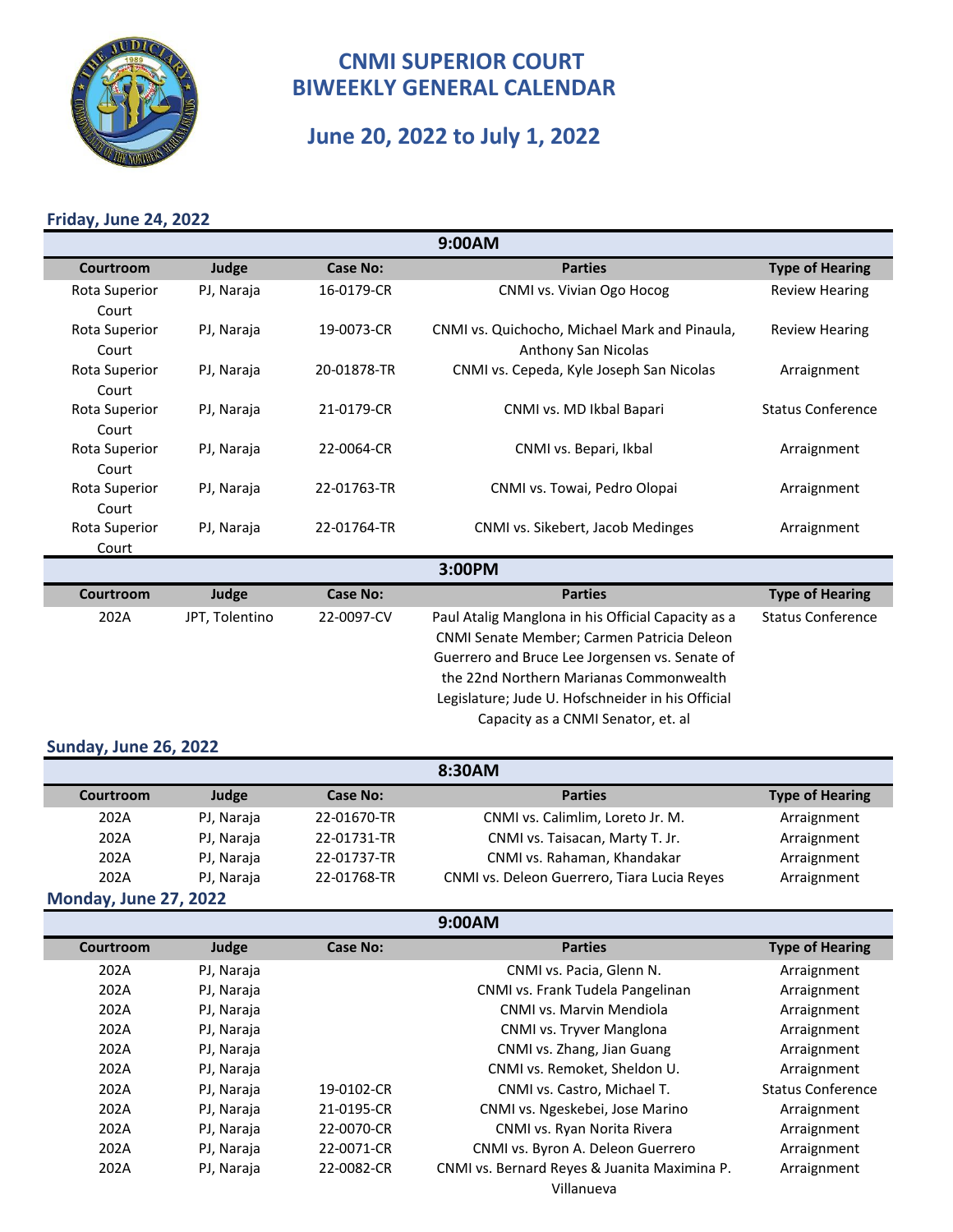# CNMI SUPERIOR COURT
# BIWEEKLY GENERAL CALENDAR

## June 20, 2022 to July 1, 2022

### Friday, June 24, 2022

**9:00AM**

| Courtroom | Judge | Case No: | Parties | Type of Hearing |
|---|---|---|---|---|
| Rota Superior Court | PJ, Naraja | 16-0179-CR | CNMI vs. Vivian Ogo Hocog | Review Hearing |
| Rota Superior Court | PJ, Naraja | 19-0073-CR | CNMI vs. Quichocho, Michael Mark and Pinaula, Anthony San Nicolas | Review Hearing |
| Rota Superior Court | PJ, Naraja | 20-01878-TR | CNMI vs. Cepeda, Kyle Joseph San Nicolas | Arraignment |
| Rota Superior Court | PJ, Naraja | 21-0179-CR | CNMI vs. MD Ikbal Bapari | Status Conference |
| Rota Superior Court | PJ, Naraja | 22-0064-CR | CNMI vs. Bepari, Ikbal | Arraignment |
| Rota Superior Court | PJ, Naraja | 22-01763-TR | CNMI vs. Towai, Pedro Olopai | Arraignment |
| Rota Superior Court | PJ, Naraja | 22-01764-TR | CNMI vs. Sikebert, Jacob Medinges | Arraignment |

**3:00PM**

| Courtroom | Judge | Case No: | Parties | Type of Hearing |
|---|---|---|---|---|
| 202A | JPT, Tolentino | 22-0097-CV | Paul Atalig Manglona in his Official Capacity as a CNMI Senate Member; Carmen Patricia Deleon Guerrero and Bruce Lee Jorgensen vs. Senate of the 22nd Northern Marianas Commonwealth Legislature; Jude U. Hofschneider in his Official Capacity as a CNMI Senator, et. al | Status Conference |

### Sunday, June 26, 2022

**8:30AM**

| Courtroom | Judge | Case No: | Parties | Type of Hearing |
|---|---|---|---|---|
| 202A | PJ, Naraja | 22-01670-TR | CNMI vs. Calimlim, Loreto Jr. M. | Arraignment |
| 202A | PJ, Naraja | 22-01731-TR | CNMI vs. Taisacan, Marty T. Jr. | Arraignment |
| 202A | PJ, Naraja | 22-01737-TR | CNMI vs. Rahaman, Khandakar | Arraignment |
| 202A | PJ, Naraja | 22-01768-TR | CNMI vs. Deleon Guerrero, Tiara Lucia Reyes | Arraignment |

### Monday, June 27, 2022

**9:00AM**

| Courtroom | Judge | Case No: | Parties | Type of Hearing |
|---|---|---|---|---|
| 202A | PJ, Naraja | | CNMI vs. Pacia, Glenn N. | Arraignment |
| 202A | PJ, Naraja | | CNMI vs. Frank Tudela Pangelinan | Arraignment |
| 202A | PJ, Naraja | | CNMI vs. Marvin Mendiola | Arraignment |
| 202A | PJ, Naraja | | CNMI vs. Tryver Manglona | Arraignment |
| 202A | PJ, Naraja | | CNMI vs. Zhang, Jian Guang | Arraignment |
| 202A | PJ, Naraja | | CNMI vs. Remoket, Sheldon U. | Arraignment |
| 202A | PJ, Naraja | 19-0102-CR | CNMI vs. Castro, Michael T. | Status Conference |
| 202A | PJ, Naraja | 21-0195-CR | CNMI vs. Ngeskebei, Jose Marino | Arraignment |
| 202A | PJ, Naraja | 22-0070-CR | CNMI vs. Ryan Norita Rivera | Arraignment |
| 202A | PJ, Naraja | 22-0071-CR | CNMI vs. Byron A. Deleon Guerrero | Arraignment |
| 202A | PJ, Naraja | 22-0082-CR | CNMI vs. Bernard Reyes & Juanita Maximina P. Villanueva | Arraignment |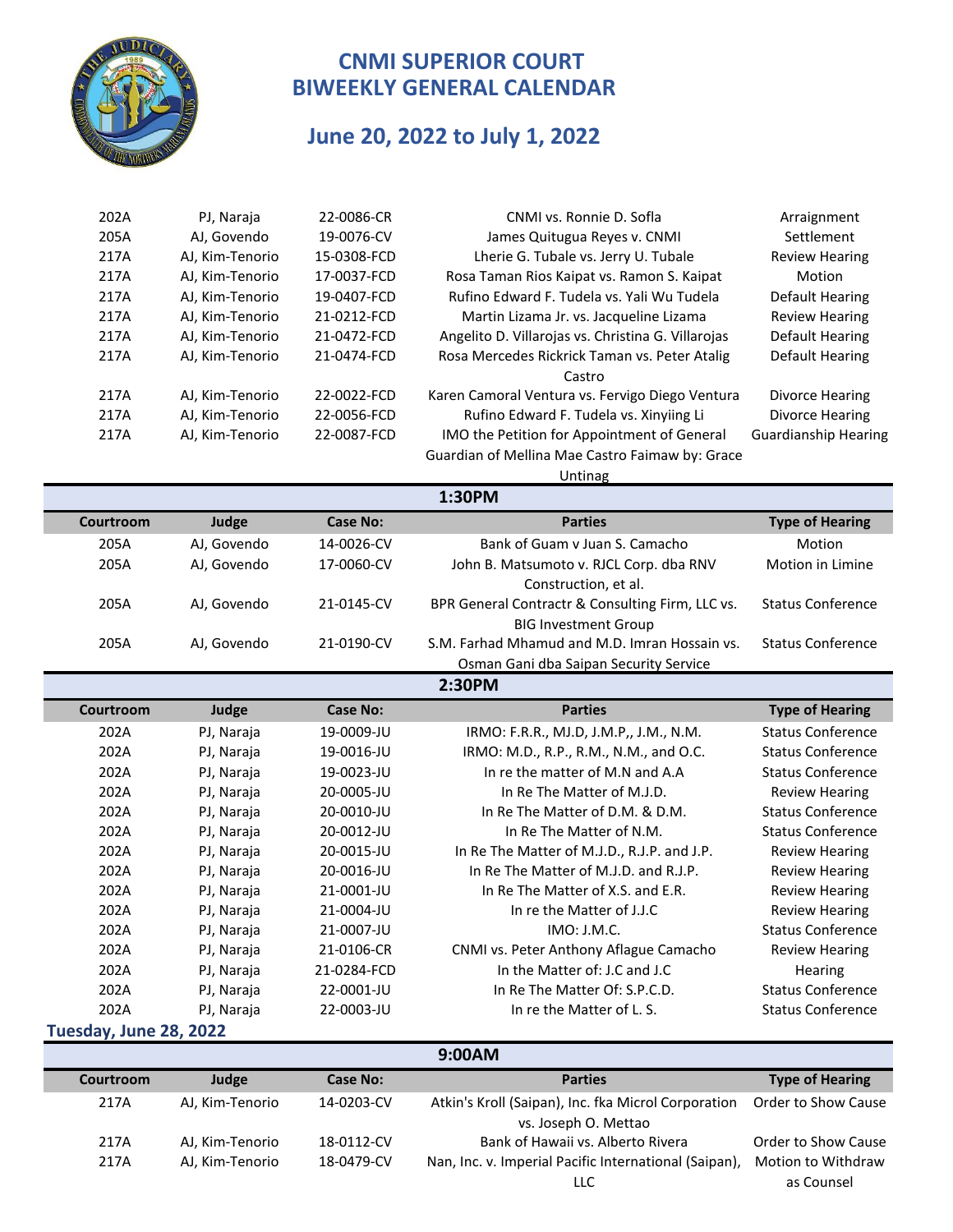# CNMI SUPERIOR COURT
# BIWEEKLY GENERAL CALENDAR

## June 20, 2022 to July 1, 2022

| Courtroom | Judge | Case No: | Parties | Type of Hearing |
|---|---|---|---|---|
| 202A | PJ, Naraja | 22-0086-CR | CNMI vs. Ronnie D. Sofla | Arraignment |
| 205A | AJ, Govendo | 19-0076-CV | James Quitugua Reyes v. CNMI | Settlement |
| 217A | AJ, Kim-Tenorio | 15-0308-FCD | Lherie G. Tubale vs. Jerry U. Tubale | Review Hearing |
| 217A | AJ, Kim-Tenorio | 17-0037-FCD | Rosa Taman Rios Kaipat vs. Ramon S. Kaipat | Motion |
| 217A | AJ, Kim-Tenorio | 19-0407-FCD | Rufino Edward F. Tudela vs. Yali Wu Tudela | Default Hearing |
| 217A | AJ, Kim-Tenorio | 21-0212-FCD | Martin Lizama Jr. vs. Jacqueline Lizama | Review Hearing |
| 217A | AJ, Kim-Tenorio | 21-0472-FCD | Angelito D. Villarojas vs. Christina G. Villarojas | Default Hearing |
| 217A | AJ, Kim-Tenorio | 21-0474-FCD | Rosa Mercedes Rickrick Taman vs. Peter Atalig Castro | Default Hearing |
| 217A | AJ, Kim-Tenorio | 22-0022-FCD | Karen Camoral Ventura vs. Fervigo Diego Ventura | Divorce Hearing |
| 217A | AJ, Kim-Tenorio | 22-0056-FCD | Rufino Edward F. Tudela vs. Xinyiing Li | Divorce Hearing |
| 217A | AJ, Kim-Tenorio | 22-0087-FCD | IMO the Petition for Appointment of General Guardian of Mellina Mae Castro Faimaw by: Grace Untinag | Guardianship Hearing |

### 1:30PM

| Courtroom | Judge | Case No: | Parties | Type of Hearing |
|---|---|---|---|---|
| 205A | AJ, Govendo | 14-0026-CV | Bank of Guam v Juan S. Camacho | Motion |
| 205A | AJ, Govendo | 17-0060-CV | John B. Matsumoto v. RJCL Corp. dba RNV Construction, et al. | Motion in Limine |
| 205A | AJ, Govendo | 21-0145-CV | BPR General Contractr & Consulting Firm, LLC vs. BIG Investment Group | Status Conference |
| 205A | AJ, Govendo | 21-0190-CV | S.M. Farhad Mhamud and M.D. Imran Hossain vs. Osman Gani dba Saipan Security Service | Status Conference |

### 2:30PM

| Courtroom | Judge | Case No: | Parties | Type of Hearing |
|---|---|---|---|---|
| 202A | PJ, Naraja | 19-0009-JU | IRMO: F.R.R., MJ.D, J.M.P,, J.M., N.M. | Status Conference |
| 202A | PJ, Naraja | 19-0016-JU | IRMO: M.D., R.P., R.M., N.M., and O.C. | Status Conference |
| 202A | PJ, Naraja | 19-0023-JU | In re the matter of M.N and A.A | Status Conference |
| 202A | PJ, Naraja | 20-0005-JU | In Re The Matter of M.J.D. | Review Hearing |
| 202A | PJ, Naraja | 20-0010-JU | In Re The Matter of D.M. & D.M. | Status Conference |
| 202A | PJ, Naraja | 20-0012-JU | In Re The Matter of N.M. | Status Conference |
| 202A | PJ, Naraja | 20-0015-JU | In Re The Matter of M.J.D., R.J.P. and J.P. | Review Hearing |
| 202A | PJ, Naraja | 20-0016-JU | In Re The Matter of M.J.D. and R.J.P. | Review Hearing |
| 202A | PJ, Naraja | 21-0001-JU | In Re The Matter of X.S. and E.R. | Review Hearing |
| 202A | PJ, Naraja | 21-0004-JU | In re the Matter of J.J.C | Review Hearing |
| 202A | PJ, Naraja | 21-0007-JU | IMO: J.M.C. | Status Conference |
| 202A | PJ, Naraja | 21-0106-CR | CNMI vs. Peter Anthony Aflague Camacho | Review Hearing |
| 202A | PJ, Naraja | 21-0284-FCD | In the Matter of: J.C and J.C | Hearing |
| 202A | PJ, Naraja | 22-0001-JU | In Re The Matter Of: S.P.C.D. | Status Conference |
| 202A | PJ, Naraja | 22-0003-JU | In re the Matter of L. S. | Status Conference |

## Tuesday, June 28, 2022

### 9:00AM

| Courtroom | Judge | Case No: | Parties | Type of Hearing |
|---|---|---|---|---|
| 217A | AJ, Kim-Tenorio | 14-0203-CV | Atkin's Kroll (Saipan), Inc. fka Microl Corporation vs. Joseph O. Mettao | Order to Show Cause |
| 217A | AJ, Kim-Tenorio | 18-0112-CV | Bank of Hawaii vs. Alberto Rivera | Order to Show Cause |
| 217A | AJ, Kim-Tenorio | 18-0479-CV | Nan, Inc. v. Imperial Pacific International (Saipan), LLC | Motion to Withdraw as Counsel |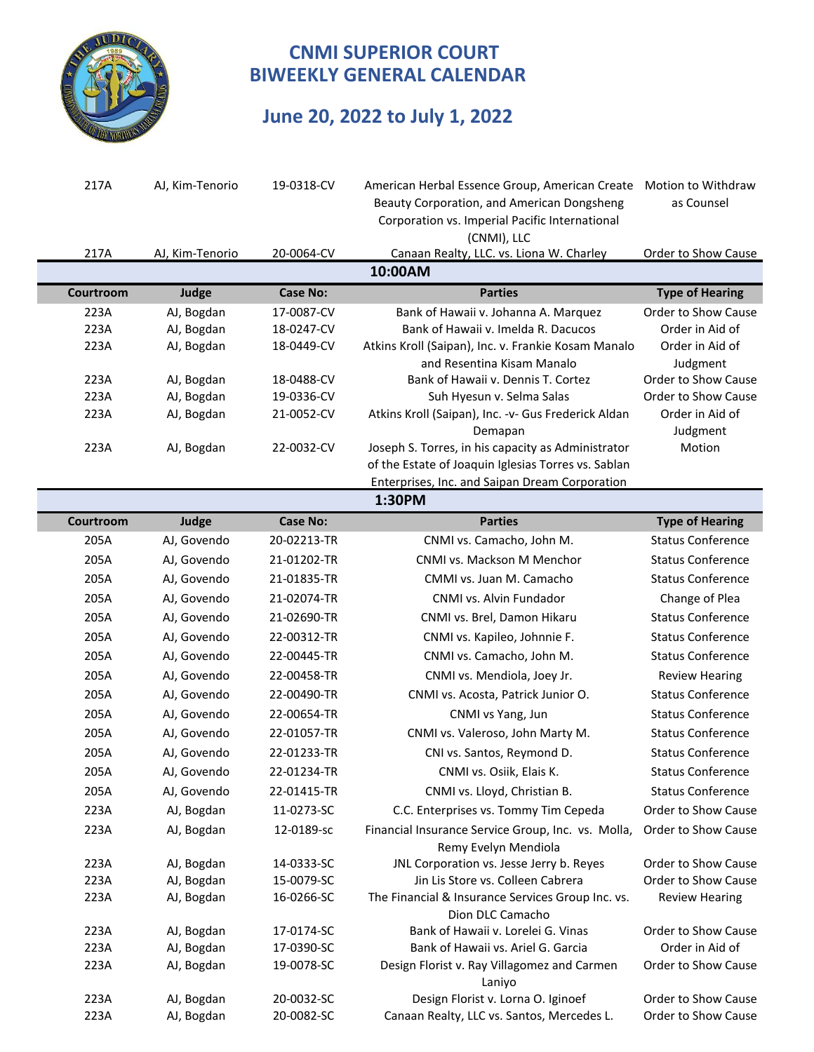# CNMI SUPERIOR COURT
# BIWEEKLY GENERAL CALENDAR

## June 20, 2022 to July 1, 2022

| Courtroom | Judge | Case No: | Parties | Type of Hearing |
|---|---|---|---|---|
| 217A | AJ, Kim-Tenorio | 19-0318-CV | American Herbal Essence Group, American Create Beauty Corporation, and American Dongsheng Corporation vs. Imperial Pacific International (CNMI), LLC | Motion to Withdraw as Counsel |
| 217A | AJ, Kim-Tenorio | 20-0064-CV | Canaan Realty, LLC. vs. Liona W. Charley | Order to Show Cause |

**10:00AM**

| Courtroom | Judge | Case No: | Parties | Type of Hearing |
|---|---|---|---|---|
| 223A | AJ, Bogdan | 17-0087-CV | Bank of Hawaii v. Johanna A. Marquez | Order to Show Cause |
| 223A | AJ, Bogdan | 18-0247-CV | Bank of Hawaii v. Imelda R. Dacucos | Order in Aid of |
| 223A | AJ, Bogdan | 18-0449-CV | Atkins Kroll (Saipan), Inc. v. Frankie Kosam Manalo and Resentina Kisam Manalo | Order in Aid of Judgment |
| 223A | AJ, Bogdan | 18-0488-CV | Bank of Hawaii v. Dennis T. Cortez | Order to Show Cause |
| 223A | AJ, Bogdan | 19-0336-CV | Suh Hyesun v. Selma Salas | Order to Show Cause |
| 223A | AJ, Bogdan | 21-0052-CV | Atkins Kroll (Saipan), Inc. -v- Gus Frederick Aldan Demapan | Order in Aid of Judgment |
| 223A | AJ, Bogdan | 22-0032-CV | Joseph S. Torres, in his capacity as Administrator of the Estate of Joaquin Iglesias Torres vs. Sablan Enterprises, Inc. and Saipan Dream Corporation | Motion |

**1:30PM**

| Courtroom | Judge | Case No: | Parties | Type of Hearing |
|---|---|---|---|---|
| 205A | AJ, Govendo | 20-02213-TR | CNMI vs. Camacho, John M. | Status Conference |
| 205A | AJ, Govendo | 21-01202-TR | CNMI vs. Mackson M Menchor | Status Conference |
| 205A | AJ, Govendo | 21-01835-TR | CMMI vs. Juan M. Camacho | Status Conference |
| 205A | AJ, Govendo | 21-02074-TR | CNMI vs. Alvin Fundador | Change of Plea |
| 205A | AJ, Govendo | 21-02690-TR | CNMI vs. Brel, Damon Hikaru | Status Conference |
| 205A | AJ, Govendo | 22-00312-TR | CNMI vs. Kapileo, Johnnie F. | Status Conference |
| 205A | AJ, Govendo | 22-00445-TR | CNMI vs. Camacho, John M. | Status Conference |
| 205A | AJ, Govendo | 22-00458-TR | CNMI vs. Mendiola, Joey Jr. | Review Hearing |
| 205A | AJ, Govendo | 22-00490-TR | CNMI vs. Acosta, Patrick Junior O. | Status Conference |
| 205A | AJ, Govendo | 22-00654-TR | CNMI vs Yang, Jun | Status Conference |
| 205A | AJ, Govendo | 22-01057-TR | CNMI vs. Valeroso, John Marty M. | Status Conference |
| 205A | AJ, Govendo | 22-01233-TR | CNI vs. Santos, Reymond D. | Status Conference |
| 205A | AJ, Govendo | 22-01234-TR | CNMI vs. Osiik, Elais K. | Status Conference |
| 205A | AJ, Govendo | 22-01415-TR | CNMI vs. Lloyd, Christian B. | Status Conference |
| 223A | AJ, Bogdan | 11-0273-SC | C.C. Enterprises vs. Tommy Tim Cepeda | Order to Show Cause |
| 223A | AJ, Bogdan | 12-0189-sc | Financial Insurance Service Group, Inc. vs. Molla, Remy Evelyn Mendiola | Order to Show Cause |
| 223A | AJ, Bogdan | 14-0333-SC | JNL Corporation vs. Jesse Jerry b. Reyes | Order to Show Cause |
| 223A | AJ, Bogdan | 15-0079-SC | Jin Lis Store vs. Colleen Cabrera | Order to Show Cause |
| 223A | AJ, Bogdan | 16-0266-SC | The Financial & Insurance Services Group Inc. vs. Dion DLC Camacho | Review Hearing |
| 223A | AJ, Bogdan | 17-0174-SC | Bank of Hawaii v. Lorelei G. Vinas | Order to Show Cause |
| 223A | AJ, Bogdan | 17-0390-SC | Bank of Hawaii vs. Ariel G. Garcia | Order in Aid of |
| 223A | AJ, Bogdan | 19-0078-SC | Design Florist v. Ray Villagomez and Carmen Laniyo | Order to Show Cause |
| 223A | AJ, Bogdan | 20-0032-SC | Design Florist v. Lorna O. Iginoef | Order to Show Cause |
| 223A | AJ, Bogdan | 20-0082-SC | Canaan Realty, LLC vs. Santos, Mercedes L. | Order to Show Cause |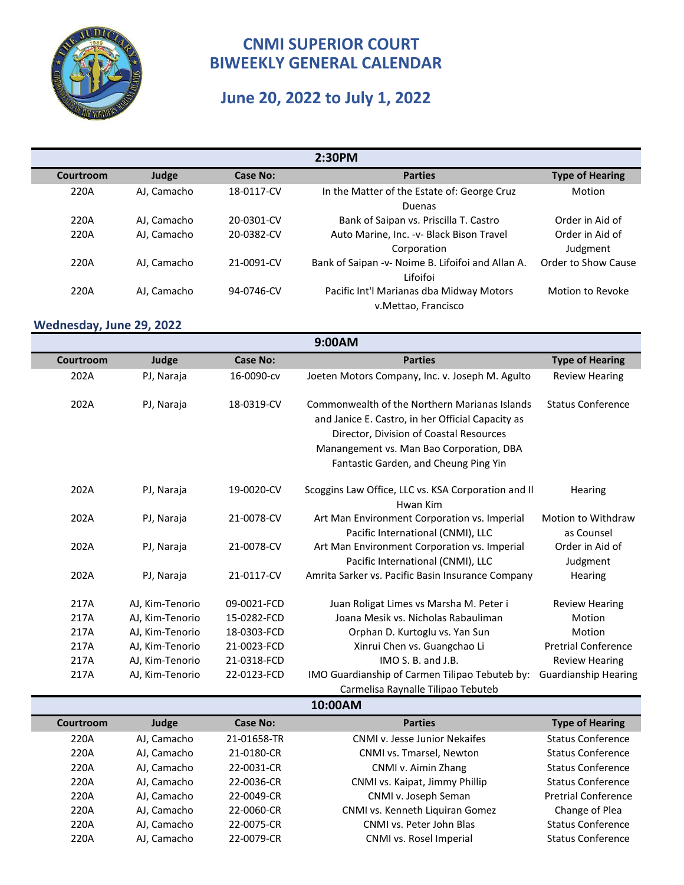# CNMI SUPERIOR COURT
# BIWEEKLY GENERAL CALENDAR

## June 20, 2022 to July 1, 2022

| 2:30PM | | | | |
|---|---|---|---|---|
| **Courtroom** | **Judge** | **Case No:** | **Parties** | **Type of Hearing** |
| 220A | AJ, Camacho | 18-0117-CV | In the Matter of the Estate of: George Cruz Duenas | Motion |
| 220A | AJ, Camacho | 20-0301-CV | Bank of Saipan vs. Priscilla T. Castro | Order in Aid of |
| 220A | AJ, Camacho | 20-0382-CV | Auto Marine, Inc. -v- Black Bison Travel Corporation | Order in Aid of Judgment |
| 220A | AJ, Camacho | 21-0091-CV | Bank of Saipan -v- Noime B. Lifoifoi and Allan A. Lifoifoi | Order to Show Cause |
| 220A | AJ, Camacho | 94-0746-CV | Pacific Int'l Marianas dba Midway Motors v.Mettao, Francisco | Motion to Revoke |

### Wednesday, June 29, 2022

| 9:00AM | | | | |
|---|---|---|---|---|
| **Courtroom** | **Judge** | **Case No:** | **Parties** | **Type of Hearing** |
| 202A | PJ, Naraja | 16-0090-cv | Joeten Motors Company, Inc. v. Joseph M. Agulto | Review Hearing |
| 202A | PJ, Naraja | 18-0319-CV | Commonwealth of the Northern Marianas Islands and Janice E. Castro, in her Official Capacity as Director, Division of Coastal Resources Manangement vs. Man Bao Corporation, DBA Fantastic Garden, and Cheung Ping Yin | Status Conference |
| 202A | PJ, Naraja | 19-0020-CV | Scoggins Law Office, LLC vs. KSA Corporation and Il Hwan Kim | Hearing |
| 202A | PJ, Naraja | 21-0078-CV | Art Man Environment Corporation vs. Imperial Pacific International (CNMI), LLC | Motion to Withdraw as Counsel |
| 202A | PJ, Naraja | 21-0078-CV | Art Man Environment Corporation vs. Imperial Pacific International (CNMI), LLC | Order in Aid of Judgment |
| 202A | PJ, Naraja | 21-0117-CV | Amrita Sarker vs. Pacific Basin Insurance Company | Hearing |
| 217A | AJ, Kim-Tenorio | 09-0021-FCD | Juan Roligat Limes vs Marsha M. Peter i | Review Hearing |
| 217A | AJ, Kim-Tenorio | 15-0282-FCD | Joana Mesik vs. Nicholas Rabauliman | Motion |
| 217A | AJ, Kim-Tenorio | 18-0303-FCD | Orphan D. Kurtoglu vs. Yan Sun | Motion |
| 217A | AJ, Kim-Tenorio | 21-0023-FCD | Xinrui Chen vs. Guangchao Li | Pretrial Conference |
| 217A | AJ, Kim-Tenorio | 21-0318-FCD | IMO S. B. and J.B. | Review Hearing |
| 217A | AJ, Kim-Tenorio | 22-0123-FCD | IMO Guardianship of Carmen Tilipao Tebuteb by: Carmelisa Raynalle Tilipao Tebuteb | Guardianship Hearing |

| 10:00AM | | | | |
|---|---|---|---|---|
| **Courtroom** | **Judge** | **Case No:** | **Parties** | **Type of Hearing** |
| 220A | AJ, Camacho | 21-01658-TR | CNMI v. Jesse Junior Nekaifes | Status Conference |
| 220A | AJ, Camacho | 21-0180-CR | CNMI vs. Tmarsel, Newton | Status Conference |
| 220A | AJ, Camacho | 22-0031-CR | CNMI v. Aimin Zhang | Status Conference |
| 220A | AJ, Camacho | 22-0036-CR | CNMI vs. Kaipat, Jimmy Phillip | Status Conference |
| 220A | AJ, Camacho | 22-0049-CR | CNMI v. Joseph Seman | Pretrial Conference |
| 220A | AJ, Camacho | 22-0060-CR | CNMI vs. Kenneth Liquiran Gomez | Change of Plea |
| 220A | AJ, Camacho | 22-0075-CR | CNMI vs. Peter John Blas | Status Conference |
| 220A | AJ, Camacho | 22-0079-CR | CNMI vs. Rosel Imperial | Status Conference |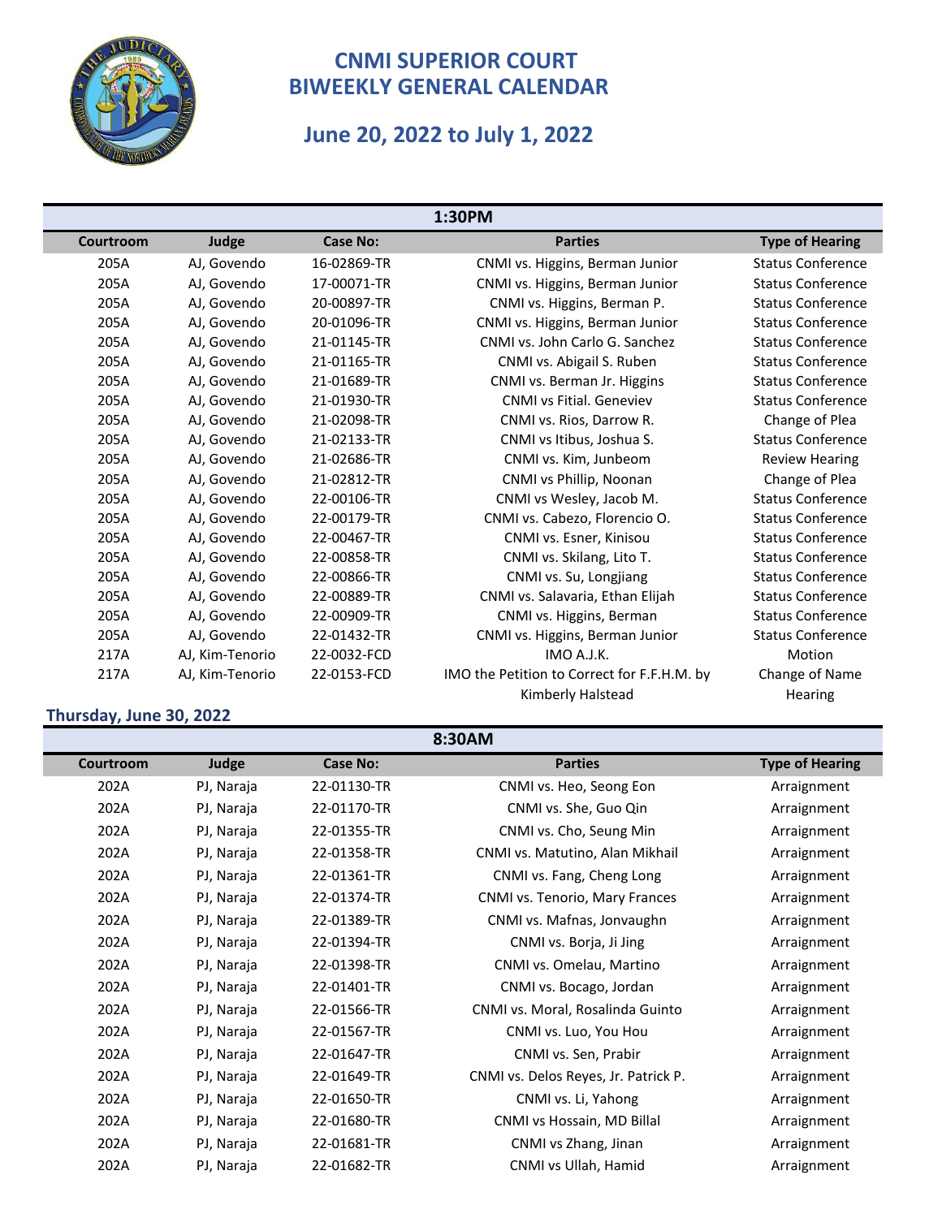# CNMI SUPERIOR COURT
# BIWEEKLY GENERAL CALENDAR

## June 20, 2022 to July 1, 2022

| 1:30PM | | | | |
|---|---|---|---|---|
| **Courtroom** | **Judge** | **Case No:** | **Parties** | **Type of Hearing** |
| 205A | AJ, Govendo | 16-02869-TR | CNMI vs. Higgins, Berman Junior | Status Conference |
| 205A | AJ, Govendo | 17-00071-TR | CNMI vs. Higgins, Berman Junior | Status Conference |
| 205A | AJ, Govendo | 20-00897-TR | CNMI vs. Higgins, Berman P. | Status Conference |
| 205A | AJ, Govendo | 20-01096-TR | CNMI vs. Higgins, Berman Junior | Status Conference |
| 205A | AJ, Govendo | 21-01145-TR | CNMI vs. John Carlo G. Sanchez | Status Conference |
| 205A | AJ, Govendo | 21-01165-TR | CNMI vs. Abigail S. Ruben | Status Conference |
| 205A | AJ, Govendo | 21-01689-TR | CNMI vs. Berman Jr. Higgins | Status Conference |
| 205A | AJ, Govendo | 21-01930-TR | CNMI vs Fitial. Geneviev | Status Conference |
| 205A | AJ, Govendo | 21-02098-TR | CNMI vs. Rios, Darrow R. | Change of Plea |
| 205A | AJ, Govendo | 21-02133-TR | CNMI vs Itibus, Joshua S. | Status Conference |
| 205A | AJ, Govendo | 21-02686-TR | CNMI vs. Kim, Junbeom | Review Hearing |
| 205A | AJ, Govendo | 21-02812-TR | CNMI vs Phillip, Noonan | Change of Plea |
| 205A | AJ, Govendo | 22-00106-TR | CNMI vs Wesley, Jacob M. | Status Conference |
| 205A | AJ, Govendo | 22-00179-TR | CNMI vs. Cabezo, Florencio O. | Status Conference |
| 205A | AJ, Govendo | 22-00467-TR | CNMI vs. Esner, Kinisou | Status Conference |
| 205A | AJ, Govendo | 22-00858-TR | CNMI vs. Skilang, Lito T. | Status Conference |
| 205A | AJ, Govendo | 22-00866-TR | CNMI vs. Su, Longjiang | Status Conference |
| 205A | AJ, Govendo | 22-00889-TR | CNMI vs. Salavaria, Ethan Elijah | Status Conference |
| 205A | AJ, Govendo | 22-00909-TR | CNMI vs. Higgins, Berman | Status Conference |
| 205A | AJ, Govendo | 22-01432-TR | CNMI vs. Higgins, Berman Junior | Status Conference |
| 217A | AJ, Kim-Tenorio | 22-0032-FCD | IMO A.J.K. | Motion |
| 217A | AJ, Kim-Tenorio | 22-0153-FCD | IMO the Petition to Correct for F.F.H.M. by Kimberly Halstead | Change of Name Hearing |

### Thursday, June 30, 2022

| 8:30AM | | | | |
|---|---|---|---|---|
| **Courtroom** | **Judge** | **Case No:** | **Parties** | **Type of Hearing** |
| 202A | PJ, Naraja | 22-01130-TR | CNMI vs. Heo, Seong Eon | Arraignment |
| 202A | PJ, Naraja | 22-01170-TR | CNMI vs. She, Guo Qin | Arraignment |
| 202A | PJ, Naraja | 22-01355-TR | CNMI vs. Cho, Seung Min | Arraignment |
| 202A | PJ, Naraja | 22-01358-TR | CNMI vs. Matutino, Alan Mikhail | Arraignment |
| 202A | PJ, Naraja | 22-01361-TR | CNMI vs. Fang, Cheng Long | Arraignment |
| 202A | PJ, Naraja | 22-01374-TR | CNMI vs. Tenorio, Mary Frances | Arraignment |
| 202A | PJ, Naraja | 22-01389-TR | CNMI vs. Mafnas, Jonvaughn | Arraignment |
| 202A | PJ, Naraja | 22-01394-TR | CNMI vs. Borja, Ji Jing | Arraignment |
| 202A | PJ, Naraja | 22-01398-TR | CNMI vs. Omelau, Martino | Arraignment |
| 202A | PJ, Naraja | 22-01401-TR | CNMI vs. Bocago, Jordan | Arraignment |
| 202A | PJ, Naraja | 22-01566-TR | CNMI vs. Moral, Rosalinda Guinto | Arraignment |
| 202A | PJ, Naraja | 22-01567-TR | CNMI vs. Luo, You Hou | Arraignment |
| 202A | PJ, Naraja | 22-01647-TR | CNMI vs. Sen, Prabir | Arraignment |
| 202A | PJ, Naraja | 22-01649-TR | CNMI vs. Delos Reyes, Jr. Patrick P. | Arraignment |
| 202A | PJ, Naraja | 22-01650-TR | CNMI vs. Li, Yahong | Arraignment |
| 202A | PJ, Naraja | 22-01680-TR | CNMI vs Hossain, MD Billal | Arraignment |
| 202A | PJ, Naraja | 22-01681-TR | CNMI vs Zhang, Jinan | Arraignment |
| 202A | PJ, Naraja | 22-01682-TR | CNMI vs Ullah, Hamid | Arraignment |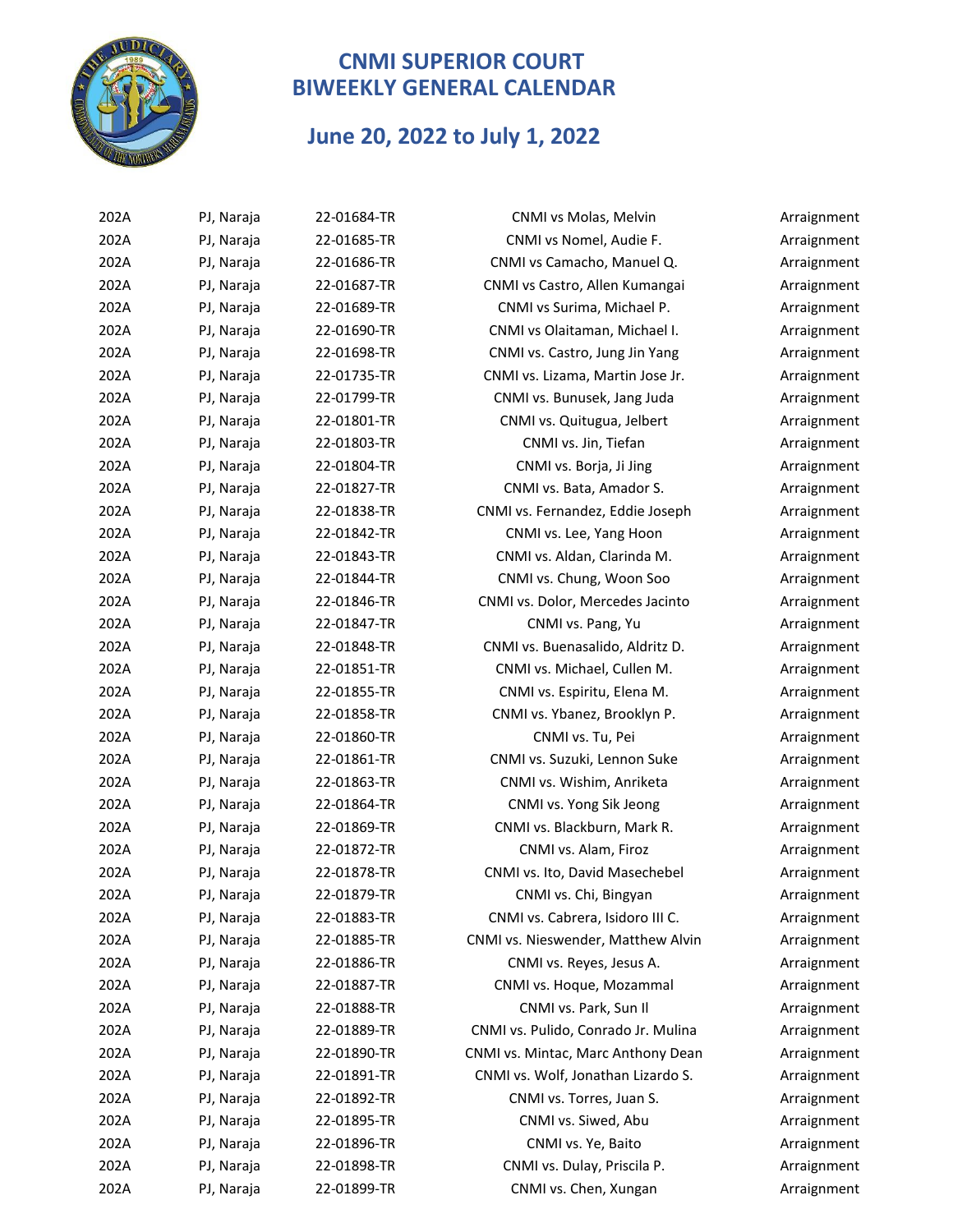# CNMI SUPERIOR COURT
# BIWEEKLY GENERAL CALENDAR

## June 20, 2022 to July 1, 2022

| | | | | |
|---|---|---|---|---|
| 202A | PJ, Naraja | 22-01684-TR | CNMI vs Molas, Melvin | Arraignment |
| 202A | PJ, Naraja | 22-01685-TR | CNMI vs Nomel, Audie F. | Arraignment |
| 202A | PJ, Naraja | 22-01686-TR | CNMI vs Camacho, Manuel Q. | Arraignment |
| 202A | PJ, Naraja | 22-01687-TR | CNMI vs Castro, Allen Kumangai | Arraignment |
| 202A | PJ, Naraja | 22-01689-TR | CNMI vs Surima, Michael P. | Arraignment |
| 202A | PJ, Naraja | 22-01690-TR | CNMI vs Olaitaman, Michael I. | Arraignment |
| 202A | PJ, Naraja | 22-01698-TR | CNMI vs. Castro, Jung Jin Yang | Arraignment |
| 202A | PJ, Naraja | 22-01735-TR | CNMI vs. Lizama, Martin Jose Jr. | Arraignment |
| 202A | PJ, Naraja | 22-01799-TR | CNMI vs. Bunusek, Jang Juda | Arraignment |
| 202A | PJ, Naraja | 22-01801-TR | CNMI vs. Quitugua, Jelbert | Arraignment |
| 202A | PJ, Naraja | 22-01803-TR | CNMI vs. Jin, Tiefan | Arraignment |
| 202A | PJ, Naraja | 22-01804-TR | CNMI vs. Borja, Ji Jing | Arraignment |
| 202A | PJ, Naraja | 22-01827-TR | CNMI vs. Bata, Amador S. | Arraignment |
| 202A | PJ, Naraja | 22-01838-TR | CNMI vs. Fernandez, Eddie Joseph | Arraignment |
| 202A | PJ, Naraja | 22-01842-TR | CNMI vs. Lee, Yang Hoon | Arraignment |
| 202A | PJ, Naraja | 22-01843-TR | CNMI vs. Aldan, Clarinda M. | Arraignment |
| 202A | PJ, Naraja | 22-01844-TR | CNMI vs. Chung, Woon Soo | Arraignment |
| 202A | PJ, Naraja | 22-01846-TR | CNMI vs. Dolor, Mercedes Jacinto | Arraignment |
| 202A | PJ, Naraja | 22-01847-TR | CNMI vs. Pang, Yu | Arraignment |
| 202A | PJ, Naraja | 22-01848-TR | CNMI vs. Buenasalido, Aldritz D. | Arraignment |
| 202A | PJ, Naraja | 22-01851-TR | CNMI vs. Michael, Cullen M. | Arraignment |
| 202A | PJ, Naraja | 22-01855-TR | CNMI vs. Espiritu, Elena M. | Arraignment |
| 202A | PJ, Naraja | 22-01858-TR | CNMI vs. Ybanez, Brooklyn P. | Arraignment |
| 202A | PJ, Naraja | 22-01860-TR | CNMI vs. Tu, Pei | Arraignment |
| 202A | PJ, Naraja | 22-01861-TR | CNMI vs. Suzuki, Lennon Suke | Arraignment |
| 202A | PJ, Naraja | 22-01863-TR | CNMI vs. Wishim, Anriketa | Arraignment |
| 202A | PJ, Naraja | 22-01864-TR | CNMI vs. Yong Sik Jeong | Arraignment |
| 202A | PJ, Naraja | 22-01869-TR | CNMI vs. Blackburn, Mark R. | Arraignment |
| 202A | PJ, Naraja | 22-01872-TR | CNMI vs. Alam, Firoz | Arraignment |
| 202A | PJ, Naraja | 22-01878-TR | CNMI vs. Ito, David Masechebel | Arraignment |
| 202A | PJ, Naraja | 22-01879-TR | CNMI vs. Chi, Bingyan | Arraignment |
| 202A | PJ, Naraja | 22-01883-TR | CNMI vs. Cabrera, Isidoro III C. | Arraignment |
| 202A | PJ, Naraja | 22-01885-TR | CNMI vs. Nieswender, Matthew Alvin | Arraignment |
| 202A | PJ, Naraja | 22-01886-TR | CNMI vs. Reyes, Jesus A. | Arraignment |
| 202A | PJ, Naraja | 22-01887-TR | CNMI vs. Hoque, Mozammal | Arraignment |
| 202A | PJ, Naraja | 22-01888-TR | CNMI vs. Park, Sun Il | Arraignment |
| 202A | PJ, Naraja | 22-01889-TR | CNMI vs. Pulido, Conrado Jr. Mulina | Arraignment |
| 202A | PJ, Naraja | 22-01890-TR | CNMI vs. Mintac, Marc Anthony Dean | Arraignment |
| 202A | PJ, Naraja | 22-01891-TR | CNMI vs. Wolf, Jonathan Lizardo S. | Arraignment |
| 202A | PJ, Naraja | 22-01892-TR | CNMI vs. Torres, Juan S. | Arraignment |
| 202A | PJ, Naraja | 22-01895-TR | CNMI vs. Siwed, Abu | Arraignment |
| 202A | PJ, Naraja | 22-01896-TR | CNMI vs. Ye, Baito | Arraignment |
| 202A | PJ, Naraja | 22-01898-TR | CNMI vs. Dulay, Priscila P. | Arraignment |
| 202A | PJ, Naraja | 22-01899-TR | CNMI vs. Chen, Xungan | Arraignment |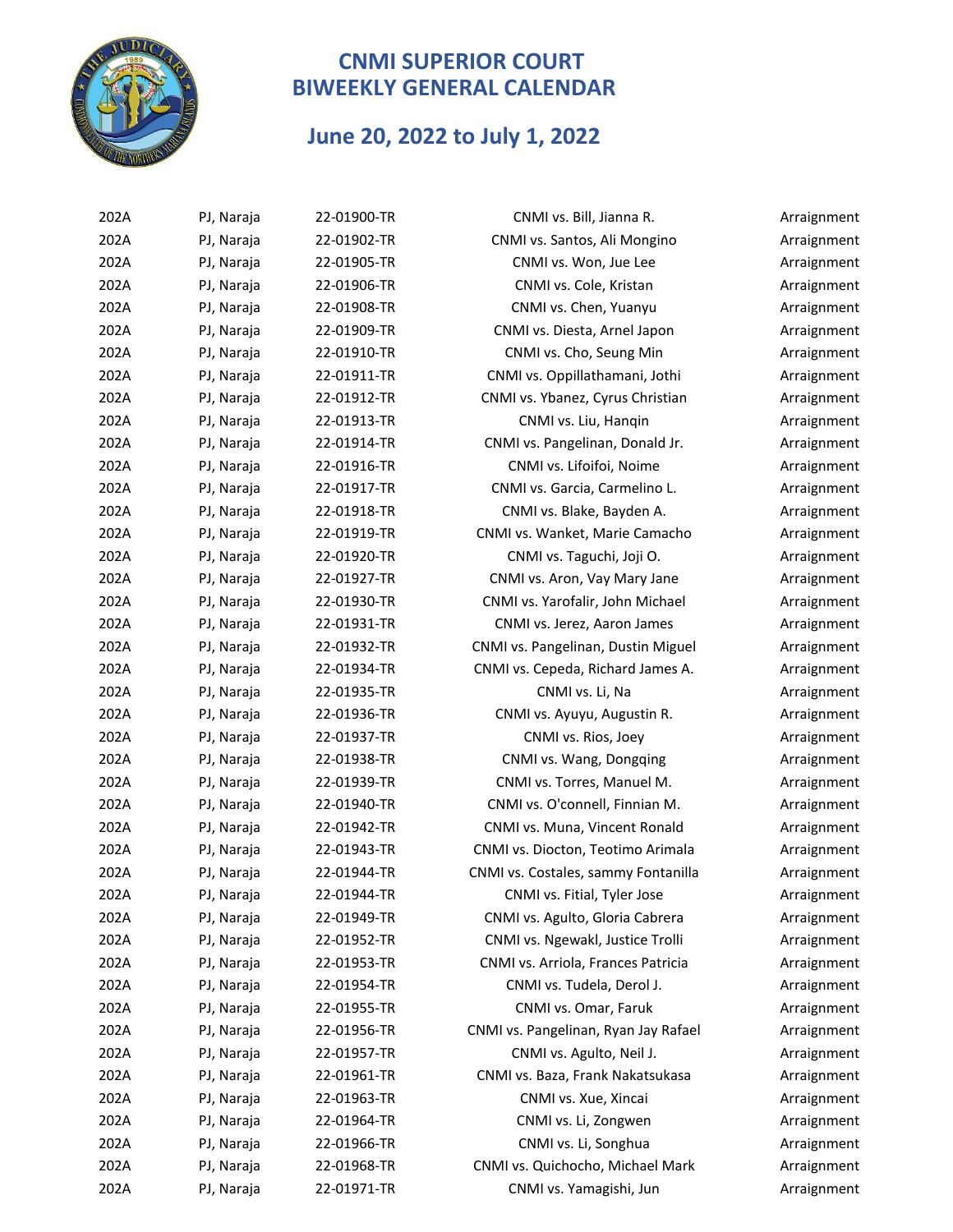# CNMI SUPERIOR COURT
# BIWEEKLY GENERAL CALENDAR

## June 20, 2022 to July 1, 2022

| | | | | |
|---|---|---|---|---|
| 202A | PJ, Naraja | 22-01900-TR | CNMI vs. Bill, Jianna R. | Arraignment |
| 202A | PJ, Naraja | 22-01902-TR | CNMI vs. Santos, Ali Mongino | Arraignment |
| 202A | PJ, Naraja | 22-01905-TR | CNMI vs. Won, Jue Lee | Arraignment |
| 202A | PJ, Naraja | 22-01906-TR | CNMI vs. Cole, Kristan | Arraignment |
| 202A | PJ, Naraja | 22-01908-TR | CNMI vs. Chen, Yuanyu | Arraignment |
| 202A | PJ, Naraja | 22-01909-TR | CNMI vs. Diesta, Arnel Japon | Arraignment |
| 202A | PJ, Naraja | 22-01910-TR | CNMI vs. Cho, Seung Min | Arraignment |
| 202A | PJ, Naraja | 22-01911-TR | CNMI vs. Oppillathamani, Jothi | Arraignment |
| 202A | PJ, Naraja | 22-01912-TR | CNMI vs. Ybanez, Cyrus Christian | Arraignment |
| 202A | PJ, Naraja | 22-01913-TR | CNMI vs. Liu, Hanqin | Arraignment |
| 202A | PJ, Naraja | 22-01914-TR | CNMI vs. Pangelinan, Donald Jr. | Arraignment |
| 202A | PJ, Naraja | 22-01916-TR | CNMI vs. Lifoifoi, Noime | Arraignment |
| 202A | PJ, Naraja | 22-01917-TR | CNMI vs. Garcia, Carmelino L. | Arraignment |
| 202A | PJ, Naraja | 22-01918-TR | CNMI vs. Blake, Bayden A. | Arraignment |
| 202A | PJ, Naraja | 22-01919-TR | CNMI vs. Wanket, Marie Camacho | Arraignment |
| 202A | PJ, Naraja | 22-01920-TR | CNMI vs. Taguchi, Joji O. | Arraignment |
| 202A | PJ, Naraja | 22-01927-TR | CNMI vs. Aron, Vay Mary Jane | Arraignment |
| 202A | PJ, Naraja | 22-01930-TR | CNMI vs. Yarofalir, John Michael | Arraignment |
| 202A | PJ, Naraja | 22-01931-TR | CNMI vs. Jerez, Aaron James | Arraignment |
| 202A | PJ, Naraja | 22-01932-TR | CNMI vs. Pangelinan, Dustin Miguel | Arraignment |
| 202A | PJ, Naraja | 22-01934-TR | CNMI vs. Cepeda, Richard James A. | Arraignment |
| 202A | PJ, Naraja | 22-01935-TR | CNMI vs. Li, Na | Arraignment |
| 202A | PJ, Naraja | 22-01936-TR | CNMI vs. Ayuyu, Augustin R. | Arraignment |
| 202A | PJ, Naraja | 22-01937-TR | CNMI vs. Rios, Joey | Arraignment |
| 202A | PJ, Naraja | 22-01938-TR | CNMI vs. Wang, Dongqing | Arraignment |
| 202A | PJ, Naraja | 22-01939-TR | CNMI vs. Torres, Manuel M. | Arraignment |
| 202A | PJ, Naraja | 22-01940-TR | CNMI vs. O'connell, Finnian M. | Arraignment |
| 202A | PJ, Naraja | 22-01942-TR | CNMI vs. Muna, Vincent Ronald | Arraignment |
| 202A | PJ, Naraja | 22-01943-TR | CNMI vs. Diocton, Teotimo Arimala | Arraignment |
| 202A | PJ, Naraja | 22-01944-TR | CNMI vs. Costales, sammy Fontanilla | Arraignment |
| 202A | PJ, Naraja | 22-01944-TR | CNMI vs. Fitial, Tyler Jose | Arraignment |
| 202A | PJ, Naraja | 22-01949-TR | CNMI vs. Agulto, Gloria Cabrera | Arraignment |
| 202A | PJ, Naraja | 22-01952-TR | CNMI vs. Ngewakl, Justice Trolli | Arraignment |
| 202A | PJ, Naraja | 22-01953-TR | CNMI vs. Arriola, Frances Patricia | Arraignment |
| 202A | PJ, Naraja | 22-01954-TR | CNMI vs. Tudela, Derol J. | Arraignment |
| 202A | PJ, Naraja | 22-01955-TR | CNMI vs. Omar, Faruk | Arraignment |
| 202A | PJ, Naraja | 22-01956-TR | CNMI vs. Pangelinan, Ryan Jay Rafael | Arraignment |
| 202A | PJ, Naraja | 22-01957-TR | CNMI vs. Agulto, Neil J. | Arraignment |
| 202A | PJ, Naraja | 22-01961-TR | CNMI vs. Baza, Frank Nakatsukasa | Arraignment |
| 202A | PJ, Naraja | 22-01963-TR | CNMI vs. Xue, Xincai | Arraignment |
| 202A | PJ, Naraja | 22-01964-TR | CNMI vs. Li, Zongwen | Arraignment |
| 202A | PJ, Naraja | 22-01966-TR | CNMI vs. Li, Songhua | Arraignment |
| 202A | PJ, Naraja | 22-01968-TR | CNMI vs. Quichocho, Michael Mark | Arraignment |
| 202A | PJ, Naraja | 22-01971-TR | CNMI vs. Yamagishi, Jun | Arraignment |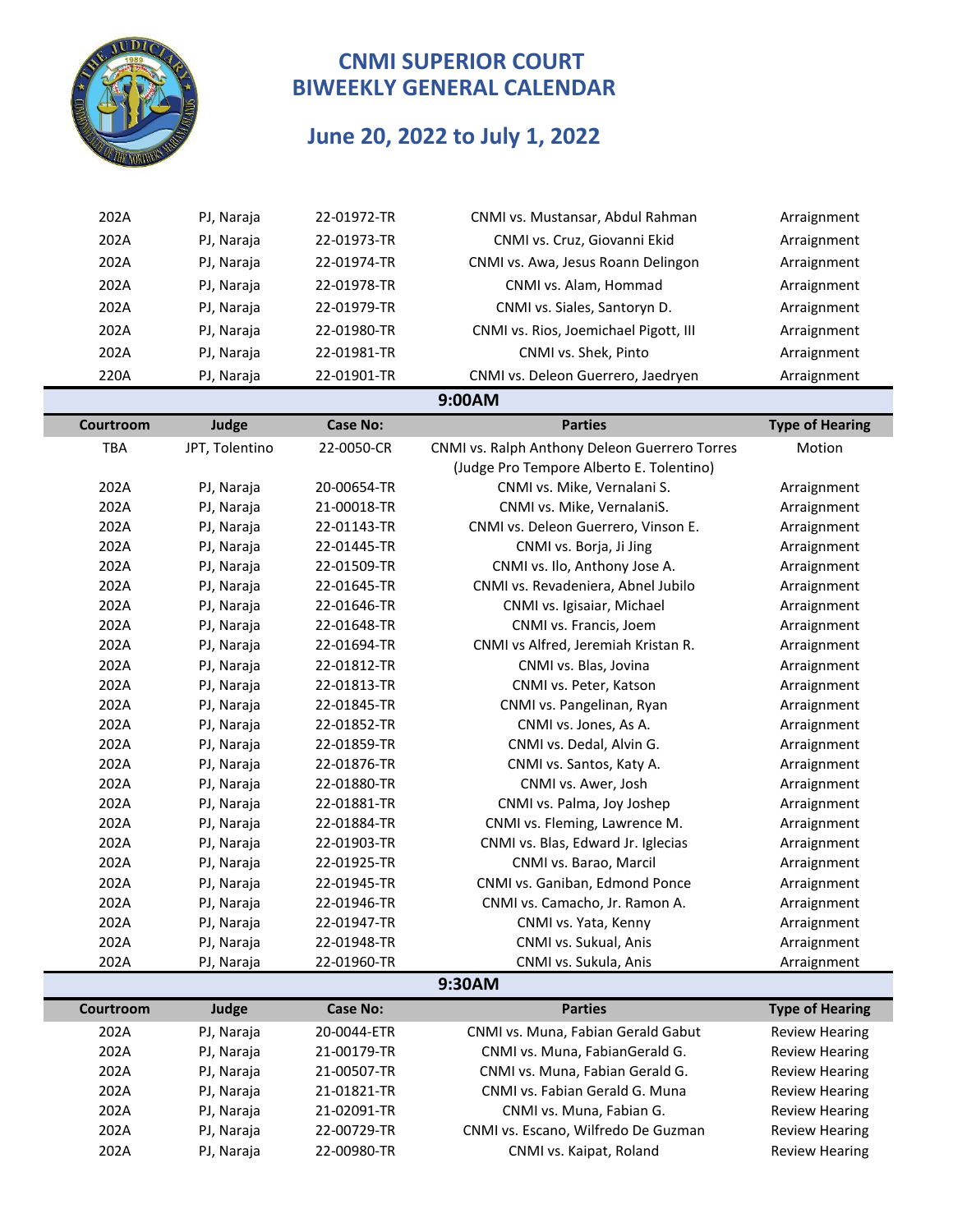# CNMI SUPERIOR COURT
# BIWEEKLY GENERAL CALENDAR

## June 20, 2022 to July 1, 2022

| | | | | |
|---|---|---|---|---|
| 202A | PJ, Naraja | 22-01972-TR | CNMI vs. Mustansar, Abdul Rahman | Arraignment |
| 202A | PJ, Naraja | 22-01973-TR | CNMI vs. Cruz, Giovanni Ekid | Arraignment |
| 202A | PJ, Naraja | 22-01974-TR | CNMI vs. Awa, Jesus Roann Delingon | Arraignment |
| 202A | PJ, Naraja | 22-01978-TR | CNMI vs. Alam, Hommad | Arraignment |
| 202A | PJ, Naraja | 22-01979-TR | CNMI vs. Siales, Santoryn D. | Arraignment |
| 202A | PJ, Naraja | 22-01980-TR | CNMI vs. Rios, Joemichael Pigott, III | Arraignment |
| 202A | PJ, Naraja | 22-01981-TR | CNMI vs. Shek, Pinto | Arraignment |
| 220A | PJ, Naraja | 22-01901-TR | CNMI vs. Deleon Guerrero, Jaedryen | Arraignment |

**9:00AM**

| Courtroom | Judge | Case No: | Parties | Type of Hearing |
|---|---|---|---|---|
| TBA | JPT, Tolentino | 22-0050-CR | CNMI vs. Ralph Anthony Deleon Guerrero Torres (Judge Pro Tempore Alberto E. Tolentino) | Motion |
| 202A | PJ, Naraja | 20-00654-TR | CNMI vs. Mike, Vernalani S. | Arraignment |
| 202A | PJ, Naraja | 21-00018-TR | CNMI vs. Mike, VernalaniS. | Arraignment |
| 202A | PJ, Naraja | 22-01143-TR | CNMI vs. Deleon Guerrero, Vinson E. | Arraignment |
| 202A | PJ, Naraja | 22-01445-TR | CNMI vs. Borja, Ji Jing | Arraignment |
| 202A | PJ, Naraja | 22-01509-TR | CNMI vs. Ilo, Anthony Jose A. | Arraignment |
| 202A | PJ, Naraja | 22-01645-TR | CNMI vs. Revadeniera, Abnel Jubilo | Arraignment |
| 202A | PJ, Naraja | 22-01646-TR | CNMI vs. Igisaiar, Michael | Arraignment |
| 202A | PJ, Naraja | 22-01648-TR | CNMI vs. Francis, Joem | Arraignment |
| 202A | PJ, Naraja | 22-01694-TR | CNMI vs Alfred, Jeremiah Kristan R. | Arraignment |
| 202A | PJ, Naraja | 22-01812-TR | CNMI vs. Blas, Jovina | Arraignment |
| 202A | PJ, Naraja | 22-01813-TR | CNMI vs. Peter, Katson | Arraignment |
| 202A | PJ, Naraja | 22-01845-TR | CNMI vs. Pangelinan, Ryan | Arraignment |
| 202A | PJ, Naraja | 22-01852-TR | CNMI vs. Jones, As A. | Arraignment |
| 202A | PJ, Naraja | 22-01859-TR | CNMI vs. Dedal, Alvin G. | Arraignment |
| 202A | PJ, Naraja | 22-01876-TR | CNMI vs. Santos, Katy A. | Arraignment |
| 202A | PJ, Naraja | 22-01880-TR | CNMI vs. Awer, Josh | Arraignment |
| 202A | PJ, Naraja | 22-01881-TR | CNMI vs. Palma, Joy Joshep | Arraignment |
| 202A | PJ, Naraja | 22-01884-TR | CNMI vs. Fleming, Lawrence M. | Arraignment |
| 202A | PJ, Naraja | 22-01903-TR | CNMI vs. Blas, Edward Jr. Iglecias | Arraignment |
| 202A | PJ, Naraja | 22-01925-TR | CNMI vs. Barao, Marcil | Arraignment |
| 202A | PJ, Naraja | 22-01945-TR | CNMI vs. Ganiban, Edmond Ponce | Arraignment |
| 202A | PJ, Naraja | 22-01946-TR | CNMI vs. Camacho, Jr. Ramon A. | Arraignment |
| 202A | PJ, Naraja | 22-01947-TR | CNMI vs. Yata, Kenny | Arraignment |
| 202A | PJ, Naraja | 22-01948-TR | CNMI vs. Sukual, Anis | Arraignment |
| 202A | PJ, Naraja | 22-01960-TR | CNMI vs. Sukula, Anis | Arraignment |

**9:30AM**

| Courtroom | Judge | Case No: | Parties | Type of Hearing |
|---|---|---|---|---|
| 202A | PJ, Naraja | 20-0044-ETR | CNMI vs. Muna, Fabian Gerald Gabut | Review Hearing |
| 202A | PJ, Naraja | 21-00179-TR | CNMI vs. Muna, FabianGerald G. | Review Hearing |
| 202A | PJ, Naraja | 21-00507-TR | CNMI vs. Muna, Fabian Gerald G. | Review Hearing |
| 202A | PJ, Naraja | 21-01821-TR | CNMI vs. Fabian Gerald G. Muna | Review Hearing |
| 202A | PJ, Naraja | 21-02091-TR | CNMI vs. Muna, Fabian G. | Review Hearing |
| 202A | PJ, Naraja | 22-00729-TR | CNMI vs. Escano, Wilfredo De Guzman | Review Hearing |
| 202A | PJ, Naraja | 22-00980-TR | CNMI vs. Kaipat, Roland | Review Hearing |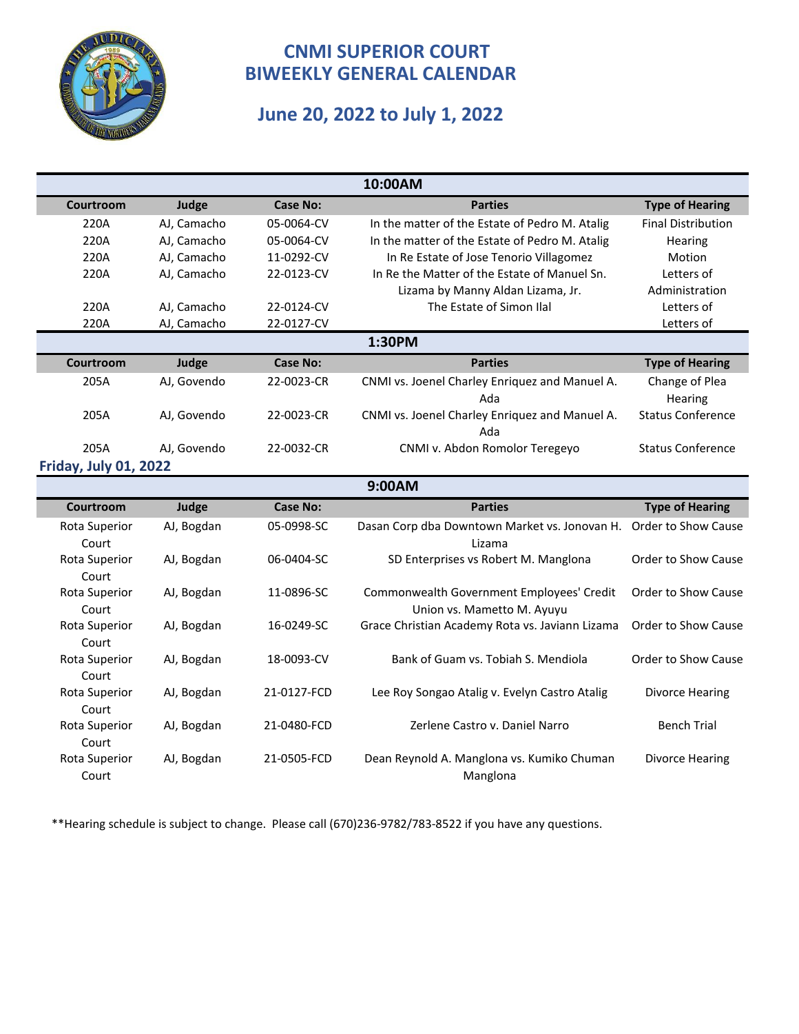# CNMI SUPERIOR COURT
# BIWEEKLY GENERAL CALENDAR

## June 20, 2022 to July 1, 2022

| 10:00AM | | | | |
|---|---|---|---|---|
| **Courtroom** | **Judge** | **Case No:** | **Parties** | **Type of Hearing** |
| 220A | AJ, Camacho | 05-0064-CV | In the matter of the Estate of Pedro M. Atalig | Final Distribution |
| 220A | AJ, Camacho | 05-0064-CV | In the matter of the Estate of Pedro M. Atalig | Hearing |
| 220A | AJ, Camacho | 11-0292-CV | In Re Estate of Jose Tenorio Villagomez | Motion |
| 220A | AJ, Camacho | 22-0123-CV | In Re the Matter of the Estate of Manuel Sn. Lizama by Manny Aldan Lizama, Jr. | Letters of Administration |
| 220A | AJ, Camacho | 22-0124-CV | The Estate of Simon Ilal | Letters of |
| 220A | AJ, Camacho | 22-0127-CV | | Letters of |

| 1:30PM | | | | |
|---|---|---|---|---|
| **Courtroom** | **Judge** | **Case No:** | **Parties** | **Type of Hearing** |
| 205A | AJ, Govendo | 22-0023-CR | CNMI vs. Joenel Charley Enriquez and Manuel A. Ada | Change of Plea Hearing |
| 205A | AJ, Govendo | 22-0023-CR | CNMI vs. Joenel Charley Enriquez and Manuel A. Ada | Status Conference |
| 205A | AJ, Govendo | 22-0032-CR | CNMI v. Abdon Romolor Teregeyo | Status Conference |

### Friday, July 01, 2022

| 9:00AM | | | | |
|---|---|---|---|---|
| **Courtroom** | **Judge** | **Case No:** | **Parties** | **Type of Hearing** |
| Rota Superior Court | AJ, Bogdan | 05-0998-SC | Dasan Corp dba Downtown Market vs. Jonovan H. Lizama | Order to Show Cause |
| Rota Superior Court | AJ, Bogdan | 06-0404-SC | SD Enterprises vs Robert M. Manglona | Order to Show Cause |
| Rota Superior Court | AJ, Bogdan | 11-0896-SC | Commonwealth Government Employees' Credit Union vs. Mametto M. Ayuyu | Order to Show Cause |
| Rota Superior Court | AJ, Bogdan | 16-0249-SC | Grace Christian Academy Rota vs. Javiann Lizama | Order to Show Cause |
| Rota Superior Court | AJ, Bogdan | 18-0093-CV | Bank of Guam vs. Tobiah S. Mendiola | Order to Show Cause |
| Rota Superior Court | AJ, Bogdan | 21-0127-FCD | Lee Roy Songao Atalig v. Evelyn Castro Atalig | Divorce Hearing |
| Rota Superior Court | AJ, Bogdan | 21-0480-FCD | Zerlene Castro v. Daniel Narro | Bench Trial |
| Rota Superior Court | AJ, Bogdan | 21-0505-FCD | Dean Reynold A. Manglona vs. Kumiko Chuman Manglona | Divorce Hearing |

**Hearing schedule is subject to change. Please call (670)236-9782/783-8522 if you have any questions.